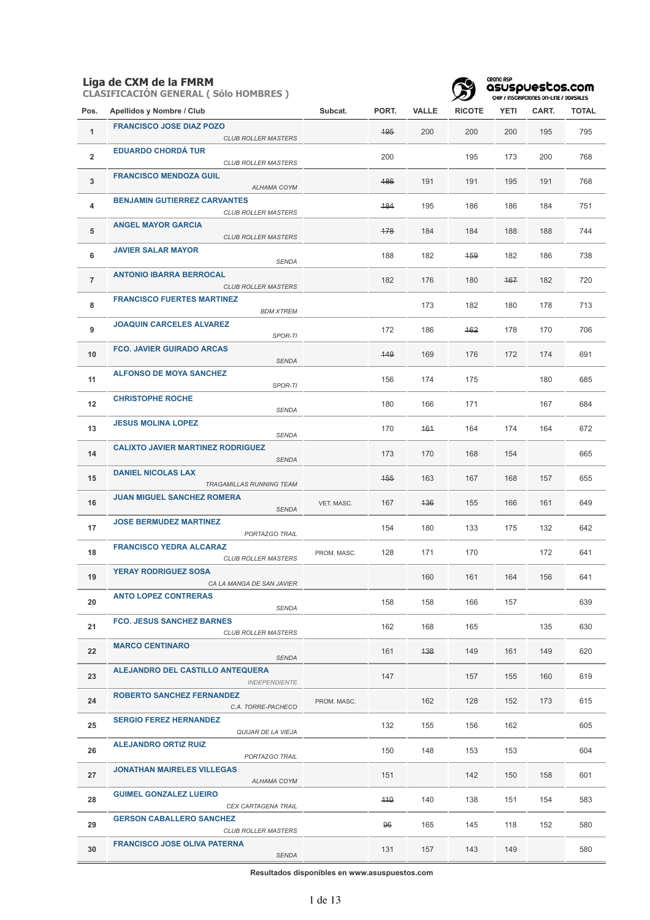## Liga de CXM de la FMRM

### CLASIFICACIÓN GENERAL ( Sólo HOMBRES )

| Pos. | Apellidos y Nombre / Club | Subcat. | PORT. | VALLE | RICOTE | YETI | CART. | TOTAL |
|---|---|---|---|---|---|---|---|---|
| 1 | FRANCISCO JOSE DIAZ POZO<br>*CLUB ROLLER MASTERS* | | ~~195~~ | 200 | 200 | 200 | 195 | 795 |
| 2 | EDUARDO CHORDÁ TUR<br>*CLUB ROLLER MASTERS* | | 200 | | 195 | 173 | 200 | 768 |
| 3 | FRANCISCO MENDOZA GUIL<br>*ALHAMA COYM* | | ~~186~~ | 191 | 191 | 195 | 191 | 768 |
| 4 | BENJAMIN GUTIERREZ CARVANTES<br>*CLUB ROLLER MASTERS* | | ~~184~~ | 195 | 186 | 186 | 184 | 751 |
| 5 | ANGEL MAYOR GARCIA<br>*CLUB ROLLER MASTERS* | | ~~178~~ | 184 | 184 | 188 | 188 | 744 |
| 6 | JAVIER SALAR MAYOR<br>*SENDA* | | 188 | 182 | ~~159~~ | 182 | 186 | 738 |
| 7 | ANTONIO IBARRA BERROCAL<br>*CLUB ROLLER MASTERS* | | 182 | 176 | 180 | ~~167~~ | 182 | 720 |
| 8 | FRANCISCO FUERTES MARTINEZ<br>*BDM XTREM* | | | 173 | 182 | 180 | 178 | 713 |
| 9 | JOAQUIN CARCELES ALVAREZ<br>*SPOR-TI* | | 172 | 186 | ~~162~~ | 178 | 170 | 706 |
| 10 | FCO. JAVIER GUIRADO ARCAS<br>*SENDA* | | ~~149~~ | 169 | 176 | 172 | 174 | 691 |
| 11 | ALFONSO DE MOYA SANCHEZ<br>*SPOR-TI* | | 156 | 174 | 175 | | 180 | 685 |
| 12 | CHRISTOPHE ROCHE<br>*SENDA* | | 180 | 166 | 171 | | 167 | 684 |
| 13 | JESUS MOLINA LOPEZ<br>*SENDA* | | 170 | ~~161~~ | 164 | 174 | 164 | 672 |
| 14 | CALIXTO JAVIER MARTINEZ RODRIGUEZ<br>*SENDA* | | 173 | 170 | 168 | 154 | | 665 |
| 15 | DANIEL NICOLAS LAX<br>*TRAGAMILLAS RUNNING TEAM* | | ~~155~~ | 163 | 167 | 168 | 157 | 655 |
| 16 | JUAN MIGUEL SANCHEZ ROMERA<br>*SENDA* | VET. MASC. | 167 | ~~136~~ | 155 | 166 | 161 | 649 |
| 17 | JOSE BERMUDEZ MARTINEZ<br>*PORTAZGO TRAIL* | | 154 | 180 | 133 | 175 | 132 | 642 |
| 18 | FRANCISCO YEDRA ALCARAZ<br>*CLUB ROLLER MASTERS* | PROM. MASC. | 128 | 171 | 170 | | 172 | 641 |
| 19 | YERAY RODRIGUEZ SOSA<br>*CA LA MANGA DE SAN JAVIER* | | | 160 | 161 | 164 | 156 | 641 |
| 20 | ANTO LOPEZ CONTRERAS<br>*SENDA* | | 158 | 158 | 166 | 157 | | 639 |
| 21 | FCO. JESUS SANCHEZ BARNES<br>*CLUB ROLLER MASTERS* | | 162 | 168 | 165 | | 135 | 630 |
| 22 | MARCO CENTINARO<br>*SENDA* | | 161 | ~~138~~ | 149 | 161 | 149 | 620 |
| 23 | ALEJANDRO DEL CASTILLO ANTEQUERA<br>*INDEPENDIENTE* | | 147 | | 157 | 155 | 160 | 619 |
| 24 | ROBERTO SANCHEZ FERNANDEZ<br>*C.A. TORRE-PACHECO* | PROM. MASC. | | 162 | 128 | 152 | 173 | 615 |
| 25 | SERGIO FEREZ HERNANDEZ<br>*QUIJAR DE LA VIEJA* | | 132 | 155 | 156 | 162 | | 605 |
| 26 | ALEJANDRO ORTIZ RUIZ<br>*PORTAZGO TRAIL* | | 150 | 148 | 153 | 153 | | 604 |
| 27 | JONATHAN MAIRELES VILLEGAS<br>*ALHAMA COYM* | | 151 | | 142 | 150 | 158 | 601 |
| 28 | GUIMEL GONZALEZ LUEIRO<br>*CEX CARTAGENA TRAIL* | | ~~110~~ | 140 | 138 | 151 | 154 | 583 |
| 29 | GERSON CABALLERO SANCHEZ<br>*CLUB ROLLER MASTERS* | | ~~96~~ | 165 | 145 | 118 | 152 | 580 |
| 30 | FRANCISCO JOSE OLIVA PATERNA<br>*SENDA* | | 131 | 157 | 143 | 149 | | 580 |

**Resultados disponibles en www.asuspuestos.com**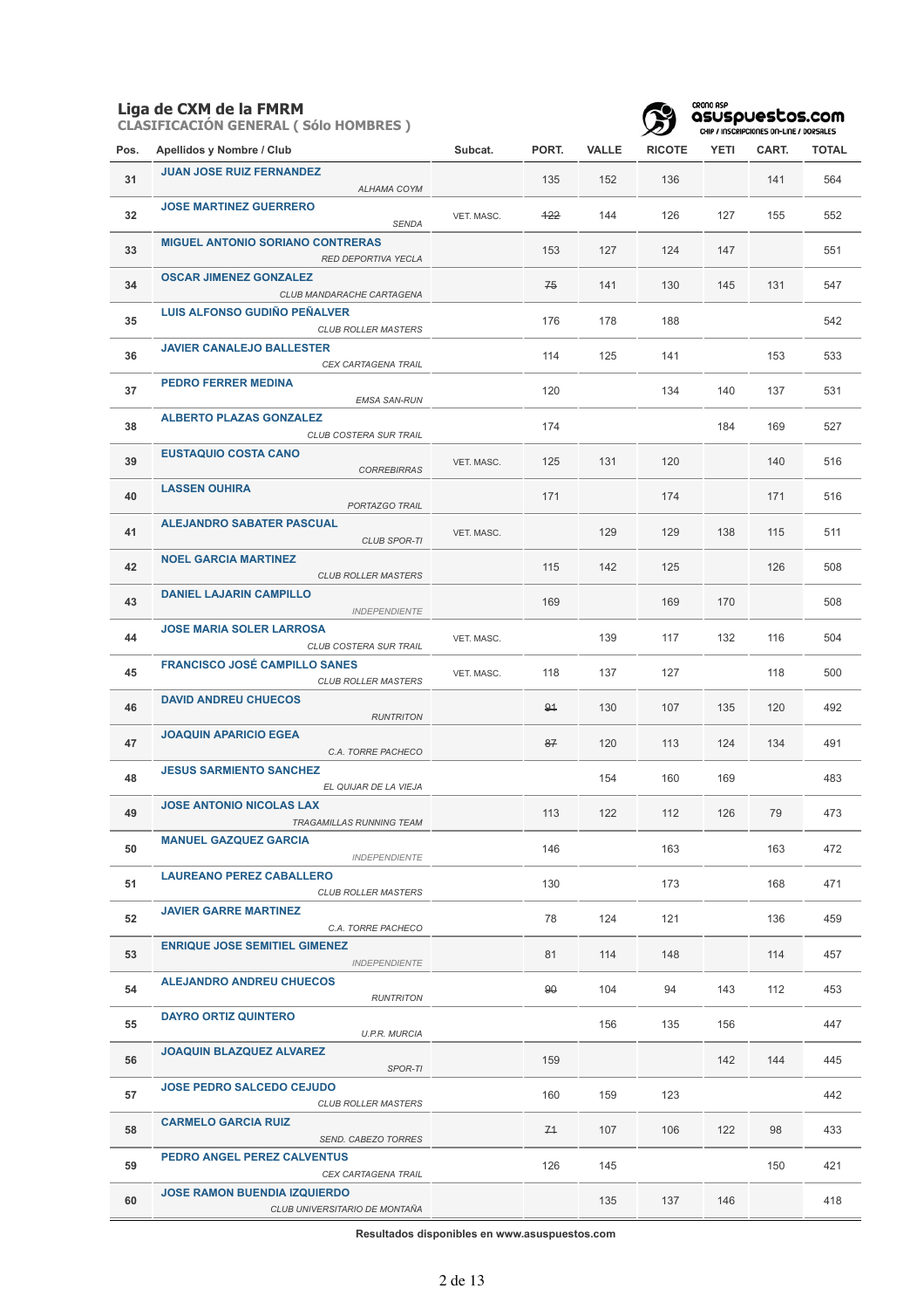# Liga de CXM de la FMRM

## CLASIFICACIÓN GENERAL ( Sólo HOMBRES )

| Pos. | Apellidos y Nombre / Club | Subcat. | PORT. | VALLE | RICOTE | YETI | CART. | TOTAL |
|---|---|---|---|---|---|---|---|---|
| 31 | **JUAN JOSE RUIZ FERNANDEZ** *ALHAMA COYM* | | 135 | 152 | 136 | | 141 | 564 |
| 32 | **JOSE MARTINEZ GUERRERO** *SENDA* | VET. MASC. | ~~122~~ | 144 | 126 | 127 | 155 | 552 |
| 33 | **MIGUEL ANTONIO SORIANO CONTRERAS** *RED DEPORTIVA YECLA* | | 153 | 127 | 124 | 147 | | 551 |
| 34 | **OSCAR JIMENEZ GONZALEZ** *CLUB MANDARACHE CARTAGENA* | | ~~75~~ | 141 | 130 | 145 | 131 | 547 |
| 35 | **LUIS ALFONSO GUDIÑO PEÑALVER** *CLUB ROLLER MASTERS* | | 176 | 178 | 188 | | | 542 |
| 36 | **JAVIER CANALEJO BALLESTER** *CEX CARTAGENA TRAIL* | | 114 | 125 | 141 | | 153 | 533 |
| 37 | **PEDRO FERRER MEDINA** *EMSA SAN-RUN* | | 120 | | 134 | 140 | 137 | 531 |
| 38 | **ALBERTO PLAZAS GONZALEZ** *CLUB COSTERA SUR TRAIL* | | 174 | | | 184 | 169 | 527 |
| 39 | **EUSTAQUIO COSTA CANO** *CORREBIRRAS* | VET. MASC. | 125 | 131 | 120 | | 140 | 516 |
| 40 | **LASSEN OUHIRA** *PORTAZGO TRAIL* | | 171 | | 174 | | 171 | 516 |
| 41 | **ALEJANDRO SABATER PASCUAL** *CLUB SPOR-TI* | VET. MASC. | | 129 | 129 | 138 | 115 | 511 |
| 42 | **NOEL GARCIA MARTINEZ** *CLUB ROLLER MASTERS* | | 115 | 142 | 125 | | 126 | 508 |
| 43 | **DANIEL LAJARIN CAMPILLO** *INDEPENDIENTE* | | 169 | | 169 | 170 | | 508 |
| 44 | **JOSE MARIA SOLER LARROSA** *CLUB COSTERA SUR TRAIL* | VET. MASC. | | 139 | 117 | 132 | 116 | 504 |
| 45 | **FRANCISCO JOSÉ CAMPILLO SANES** *CLUB ROLLER MASTERS* | VET. MASC. | 118 | 137 | 127 | | 118 | 500 |
| 46 | **DAVID ANDREU CHUECOS** *RUNTRITON* | | ~~91~~ | 130 | 107 | 135 | 120 | 492 |
| 47 | **JOAQUIN APARICIO EGEA** *C.A. TORRE PACHECO* | | ~~87~~ | 120 | 113 | 124 | 134 | 491 |
| 48 | **JESUS SARMIENTO SANCHEZ** *EL QUIJAR DE LA VIEJA* | | | 154 | 160 | 169 | | 483 |
| 49 | **JOSE ANTONIO NICOLAS LAX** *TRAGAMILLAS RUNNING TEAM* | | 113 | 122 | 112 | 126 | 79 | 473 |
| 50 | **MANUEL GAZQUEZ GARCIA** *INDEPENDIENTE* | | 146 | | 163 | | 163 | 472 |
| 51 | **LAUREANO PEREZ CABALLERO** *CLUB ROLLER MASTERS* | | 130 | | 173 | | 168 | 471 |
| 52 | **JAVIER GARRE MARTINEZ** *C.A. TORRE PACHECO* | | 78 | 124 | 121 | | 136 | 459 |
| 53 | **ENRIQUE JOSE SEMITIEL GIMENEZ** *INDEPENDIENTE* | | 81 | 114 | 148 | | 114 | 457 |
| 54 | **ALEJANDRO ANDREU CHUECOS** *RUNTRITON* | | ~~90~~ | 104 | 94 | 143 | 112 | 453 |
| 55 | **DAYRO ORTIZ QUINTERO** *U.P.R. MURCIA* | | | 156 | 135 | 156 | | 447 |
| 56 | **JOAQUIN BLAZQUEZ ALVAREZ** *SPOR-TI* | | 159 | | | 142 | 144 | 445 |
| 57 | **JOSE PEDRO SALCEDO CEJUDO** *CLUB ROLLER MASTERS* | | 160 | 159 | 123 | | | 442 |
| 58 | **CARMELO GARCIA RUIZ** *SEND. CABEZO TORRES* | | ~~71~~ | 107 | 106 | 122 | 98 | 433 |
| 59 | **PEDRO ANGEL PEREZ CALVENTUS** *CEX CARTAGENA TRAIL* | | 126 | 145 | | | 150 | 421 |
| 60 | **JOSE RAMON BUENDIA IZQUIERDO** *CLUB UNIVERSITARIO DE MONTAÑA* | | | 135 | 137 | 146 | | 418 |

**Resultados disponibles en www.asuspuestos.com**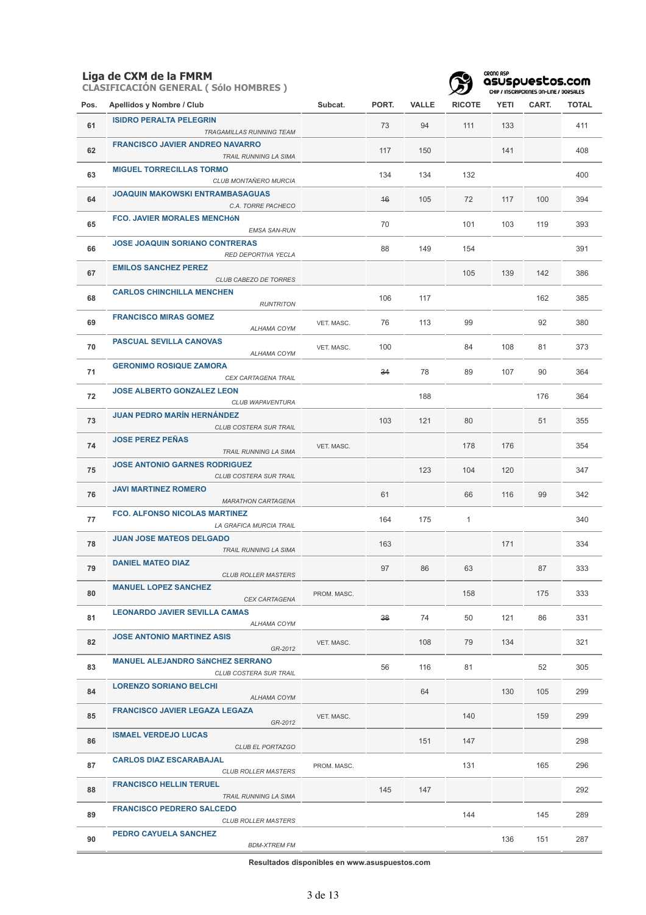**Liga de CXM de la FMRM**

**CLASIFICACIÓN GENERAL ( Sólo HOMBRES )**

| Pos. | Apellidos y Nombre / Club | Subcat. | PORT. | VALLE | RICOTE | YETI | CART. | TOTAL |
|---|---|---|---|---|---|---|---|---|
| 61 | **ISIDRO PERALTA PELEGRIN** *TRAGAMILLAS RUNNING TEAM* | | 73 | 94 | 111 | 133 | | 411 |
| 62 | **FRANCISCO JAVIER ANDREO NAVARRO** *TRAIL RUNNING LA SIMA* | | 117 | 150 | | 141 | | 408 |
| 63 | **MIGUEL TORRECILLAS TORMO** *CLUB MONTAÑERO MURCIA* | | 134 | 134 | 132 | | | 400 |
| 64 | **JOAQUIN MAKOWSKI ENTRAMBASAGUAS** *C.A. TORRE PACHECO* | | ~~16~~ | 105 | 72 | 117 | 100 | 394 |
| 65 | **FCO. JAVIER MORALES MENCHóN** *EMSA SAN-RUN* | | 70 | | 101 | 103 | 119 | 393 |
| 66 | **JOSE JOAQUIN SORIANO CONTRERAS** *RED DEPORTIVA YECLA* | | 88 | 149 | 154 | | | 391 |
| 67 | **EMILOS SANCHEZ PEREZ** *CLUB CABEZO DE TORRES* | | | | 105 | 139 | 142 | 386 |
| 68 | **CARLOS CHINCHILLA MENCHEN** *RUNTRITON* | | 106 | 117 | | | 162 | 385 |
| 69 | **FRANCISCO MIRAS GOMEZ** *ALHAMA COYM* | VET. MASC. | 76 | 113 | 99 | | 92 | 380 |
| 70 | **PASCUAL SEVILLA CANOVAS** *ALHAMA COYM* | VET. MASC. | 100 | | 84 | 108 | 81 | 373 |
| 71 | **GERONIMO ROSIQUE ZAMORA** *CEX CARTAGENA TRAIL* | | ~~34~~ | 78 | 89 | 107 | 90 | 364 |
| 72 | **JOSE ALBERTO GONZALEZ LEON** *CLUB WAPAVENTURA* | | | 188 | | | 176 | 364 |
| 73 | **JUAN PEDRO MARÍN HERNÁNDEZ** *CLUB COSTERA SUR TRAIL* | | 103 | 121 | 80 | | 51 | 355 |
| 74 | **JOSE PEREZ PEÑAS** *TRAIL RUNNING LA SIMA* | VET. MASC. | | | 178 | 176 | | 354 |
| 75 | **JOSE ANTONIO GARNES RODRIGUEZ** *CLUB COSTERA SUR TRAIL* | | | 123 | 104 | 120 | | 347 |
| 76 | **JAVI MARTINEZ ROMERO** *MARATHON CARTAGENA* | | 61 | | 66 | 116 | 99 | 342 |
| 77 | **FCO. ALFONSO NICOLAS MARTINEZ** *LA GRAFICA MURCIA TRAIL* | | 164 | 175 | 1 | | | 340 |
| 78 | **JUAN JOSE MATEOS DELGADO** *TRAIL RUNNING LA SIMA* | | 163 | | | 171 | | 334 |
| 79 | **DANIEL MATEO DIAZ** *CLUB ROLLER MASTERS* | | 97 | 86 | 63 | | 87 | 333 |
| 80 | **MANUEL LOPEZ SANCHEZ** *CEX CARTAGENA* | PROM. MASC. | | | 158 | | 175 | 333 |
| 81 | **LEONARDO JAVIER SEVILLA CAMAS** *ALHAMA COYM* | | ~~38~~ | 74 | 50 | 121 | 86 | 331 |
| 82 | **JOSE ANTONIO MARTINEZ ASIS** *GR-2012* | VET. MASC. | | 108 | 79 | 134 | | 321 |
| 83 | **MANUEL ALEJANDRO SáNCHEZ SERRANO** *CLUB COSTERA SUR TRAIL* | | 56 | 116 | 81 | | 52 | 305 |
| 84 | **LORENZO SORIANO BELCHI** *ALHAMA COYM* | | | 64 | | 130 | 105 | 299 |
| 85 | **FRANCISCO JAVIER LEGAZA LEGAZA** *GR-2012* | VET. MASC. | | | 140 | | 159 | 299 |
| 86 | **ISMAEL VERDEJO LUCAS** *CLUB EL PORTAZGO* | | | 151 | 147 | | | 298 |
| 87 | **CARLOS DIAZ ESCARABAJAL** *CLUB ROLLER MASTERS* | PROM. MASC. | | | 131 | | 165 | 296 |
| 88 | **FRANCISCO HELLIN TERUEL** *TRAIL RUNNING LA SIMA* | | 145 | 147 | | | | 292 |
| 89 | **FRANCISCO PEDRERO SALCEDO** *CLUB ROLLER MASTERS* | | | | 144 | | 145 | 289 |
| 90 | **PEDRO CAYUELA SANCHEZ** *BDM-XTREM FM* | | | | | 136 | 151 | 287 |

**Resultados disponibles en www.asuspuestos.com**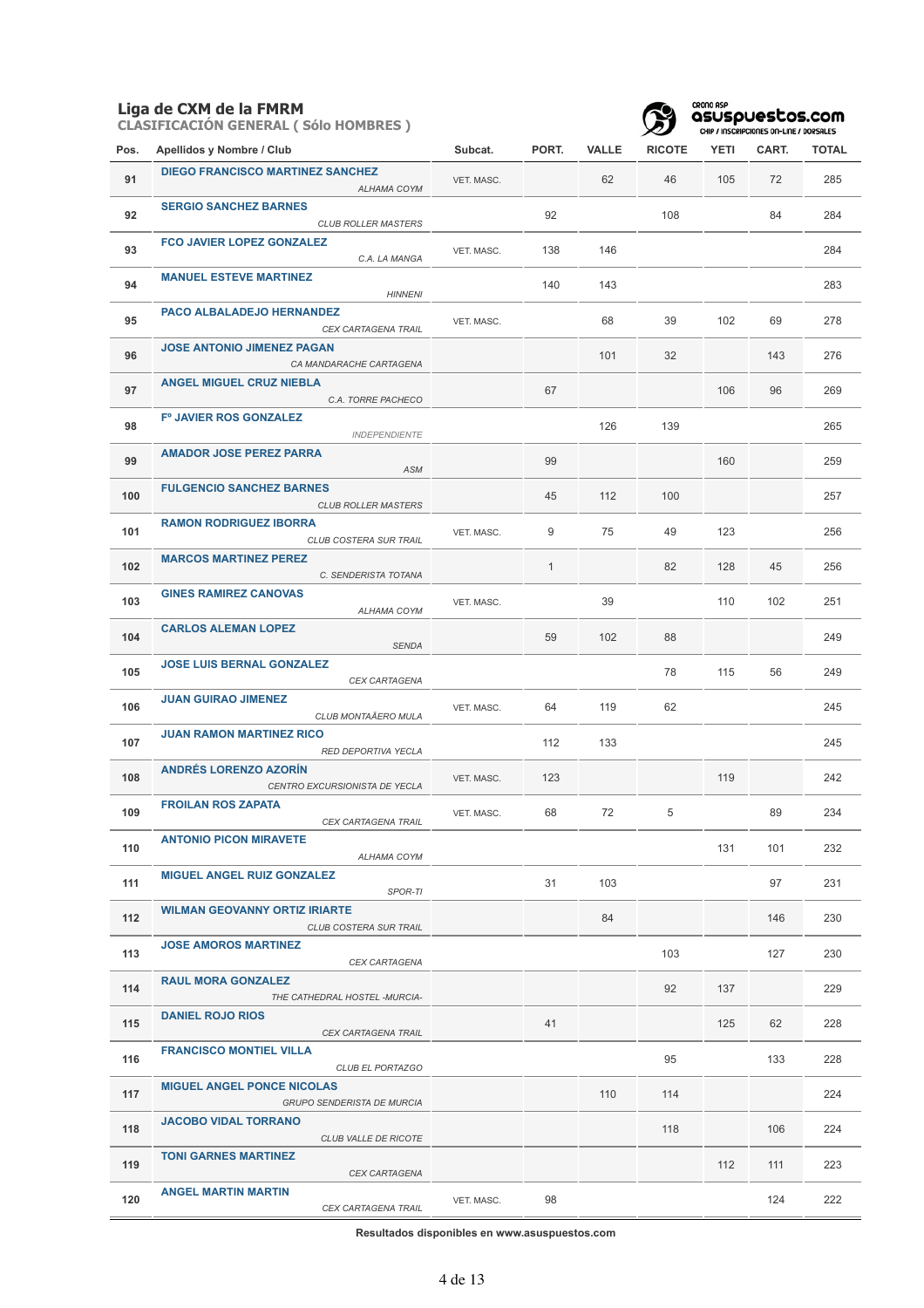## Liga de CXM de la FMRM

### CLASIFICACIÓN GENERAL ( Sólo HOMBRES )

| Pos. | Apellidos y Nombre / Club | Subcat. | PORT. | VALLE | RICOTE | YETI | CART. | TOTAL |
|---|---|---|---|---|---|---|---|---|
| 91 | DIEGO FRANCISCO MARTINEZ SANCHEZ *ALHAMA COYM* | VET. MASC. | | 62 | 46 | 105 | 72 | 285 |
| 92 | SERGIO SANCHEZ BARNES *CLUB ROLLER MASTERS* | | 92 | | 108 | | 84 | 284 |
| 93 | FCO JAVIER LOPEZ GONZALEZ *C.A. LA MANGA* | VET. MASC. | 138 | 146 | | | | 284 |
| 94 | MANUEL ESTEVE MARTINEZ *HINNENI* | | 140 | 143 | | | | 283 |
| 95 | PACO ALBALADEJO HERNANDEZ *CEX CARTAGENA TRAIL* | VET. MASC. | | 68 | 39 | 102 | 69 | 278 |
| 96 | JOSE ANTONIO JIMENEZ PAGAN *CA MANDARACHE CARTAGENA* | | | 101 | 32 | | 143 | 276 |
| 97 | ANGEL MIGUEL CRUZ NIEBLA *C.A. TORRE PACHECO* | | 67 | | | 106 | 96 | 269 |
| 98 | Fº JAVIER ROS GONZALEZ *INDEPENDIENTE* | | | 126 | 139 | | | 265 |
| 99 | AMADOR JOSE PEREZ PARRA *ASM* | | 99 | | | 160 | | 259 |
| 100 | FULGENCIO SANCHEZ BARNES *CLUB ROLLER MASTERS* | | 45 | 112 | 100 | | | 257 |
| 101 | RAMON RODRIGUEZ IBORRA *CLUB COSTERA SUR TRAIL* | VET. MASC. | 9 | 75 | 49 | 123 | | 256 |
| 102 | MARCOS MARTINEZ PEREZ *C. SENDERISTA TOTANA* | | 1 | | 82 | 128 | 45 | 256 |
| 103 | GINES RAMIREZ CANOVAS *ALHAMA COYM* | VET. MASC. | | 39 | | 110 | 102 | 251 |
| 104 | CARLOS ALEMAN LOPEZ *SENDA* | | 59 | 102 | 88 | | | 249 |
| 105 | JOSE LUIS BERNAL GONZALEZ *CEX CARTAGENA* | | | | 78 | 115 | 56 | 249 |
| 106 | JUAN GUIRAO JIMENEZ *CLUB MONTAÃERO MULA* | VET. MASC. | 64 | 119 | 62 | | | 245 |
| 107 | JUAN RAMON MARTINEZ RICO *RED DEPORTIVA YECLA* | | 112 | 133 | | | | 245 |
| 108 | ANDRÉS LORENZO AZORÍN *CENTRO EXCURSIONISTA DE YECLA* | VET. MASC. | 123 | | | 119 | | 242 |
| 109 | FROILAN ROS ZAPATA *CEX CARTAGENA TRAIL* | VET. MASC. | 68 | 72 | 5 | | 89 | 234 |
| 110 | ANTONIO PICON MIRAVETE *ALHAMA COYM* | | | | | 131 | 101 | 232 |
| 111 | MIGUEL ANGEL RUIZ GONZALEZ *SPOR-TI* | | 31 | 103 | | | 97 | 231 |
| 112 | WILMAN GEOVANNY ORTIZ IRIARTE *CLUB COSTERA SUR TRAIL* | | | 84 | | | 146 | 230 |
| 113 | JOSE AMOROS MARTINEZ *CEX CARTAGENA* | | | | 103 | | 127 | 230 |
| 114 | RAUL MORA GONZALEZ *THE CATHEDRAL HOSTEL -MURCIA-* | | | | 92 | 137 | | 229 |
| 115 | DANIEL ROJO RIOS *CEX CARTAGENA TRAIL* | | 41 | | | 125 | 62 | 228 |
| 116 | FRANCISCO MONTIEL VILLA *CLUB EL PORTAZGO* | | | | 95 | | 133 | 228 |
| 117 | MIGUEL ANGEL PONCE NICOLAS *GRUPO SENDERISTA DE MURCIA* | | | 110 | 114 | | | 224 |
| 118 | JACOBO VIDAL TORRANO *CLUB VALLE DE RICOTE* | | | | 118 | | 106 | 224 |
| 119 | TONI GARNES MARTINEZ *CEX CARTAGENA* | | | | | 112 | 111 | 223 |
| 120 | ANGEL MARTIN MARTIN *CEX CARTAGENA TRAIL* | VET. MASC. | 98 | | | | 124 | 222 |

**Resultados disponibles en www.asuspuestos.com**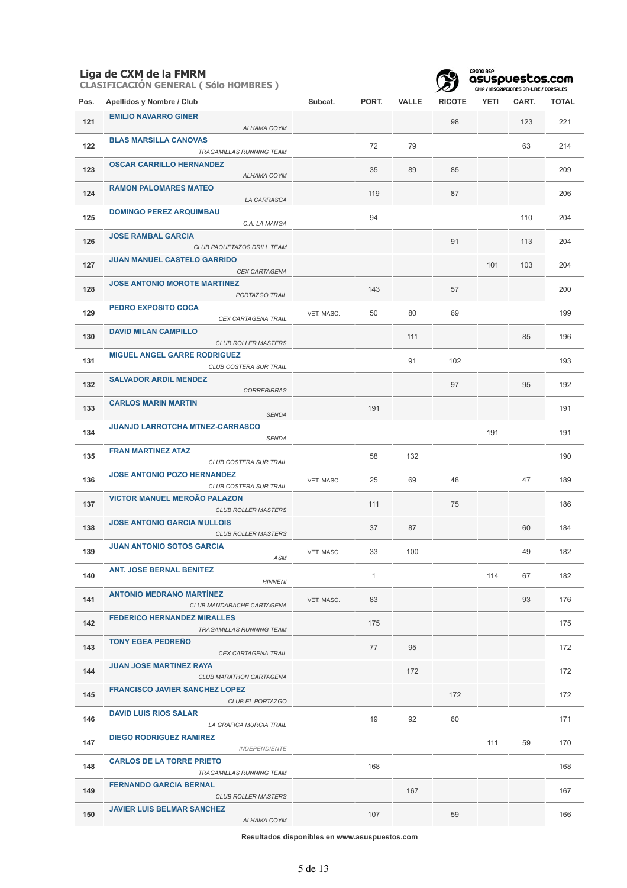## Liga de CXM de la FMRM

**CLASIFICACIÓN GENERAL ( Sólo HOMBRES )**

| Pos. | Apellidos y Nombre / Club | Subcat. | PORT. | VALLE | RICOTE | YETI | CART. | TOTAL |
|---|---|---|---|---|---|---|---|---|
| 121 | **EMILIO NAVARRO GINER** *ALHAMA COYM* | | | | 98 | | 123 | 221 |
| 122 | **BLAS MARSILLA CANOVAS** *TRAGAMILLAS RUNNING TEAM* | | 72 | 79 | | | 63 | 214 |
| 123 | **OSCAR CARRILLO HERNANDEZ** *ALHAMA COYM* | | 35 | 89 | 85 | | | 209 |
| 124 | **RAMON PALOMARES MATEO** *LA CARRASCA* | | 119 | | 87 | | | 206 |
| 125 | **DOMINGO PEREZ ARQUIMBAU** *C.A. LA MANGA* | | 94 | | | | 110 | 204 |
| 126 | **JOSE RAMBAL GARCIA** *CLUB PAQUETAZOS DRILL TEAM* | | | | 91 | | 113 | 204 |
| 127 | **JUAN MANUEL CASTELO GARRIDO** *CEX CARTAGENA* | | | | | 101 | 103 | 204 |
| 128 | **JOSE ANTONIO MOROTE MARTINEZ** *PORTAZGO TRAIL* | | 143 | | 57 | | | 200 |
| 129 | **PEDRO EXPOSITO COCA** *CEX CARTAGENA TRAIL* | VET. MASC. | 50 | 80 | 69 | | | 199 |
| 130 | **DAVID MILAN CAMPILLO** *CLUB ROLLER MASTERS* | | | 111 | | | 85 | 196 |
| 131 | **MIGUEL ANGEL GARRE RODRIGUEZ** *CLUB COSTERA SUR TRAIL* | | | 91 | 102 | | | 193 |
| 132 | **SALVADOR ARDIL MENDEZ** *CORREBIRRAS* | | | | 97 | | 95 | 192 |
| 133 | **CARLOS MARIN MARTIN** *SENDA* | | 191 | | | | | 191 |
| 134 | **JUANJO LARROTCHA MTNEZ-CARRASCO** *SENDA* | | | | | 191 | | 191 |
| 135 | **FRAN MARTINEZ ATAZ** *CLUB COSTERA SUR TRAIL* | | 58 | 132 | | | | 190 |
| 136 | **JOSE ANTONIO POZO HERNANDEZ** *CLUB COSTERA SUR TRAIL* | VET. MASC. | 25 | 69 | 48 | | 47 | 189 |
| 137 | **VICTOR MANUEL MEROÃO PALAZON** *CLUB ROLLER MASTERS* | | 111 | | 75 | | | 186 |
| 138 | **JOSE ANTONIO GARCIA MULLOIS** *CLUB ROLLER MASTERS* | | 37 | 87 | | | 60 | 184 |
| 139 | **JUAN ANTONIO SOTOS GARCIA** *ASM* | VET. MASC. | 33 | 100 | | | 49 | 182 |
| 140 | **ANT. JOSE BERNAL BENITEZ** *HINNENI* | | 1 | | | 114 | 67 | 182 |
| 141 | **ANTONIO MEDRANO MARTÍNEZ** *CLUB MANDARACHE CARTAGENA* | VET. MASC. | 83 | | | | 93 | 176 |
| 142 | **FEDERICO HERNANDEZ MIRALLES** *TRAGAMILLAS RUNNING TEAM* | | 175 | | | | | 175 |
| 143 | **TONY EGEA PEDREÑO** *CEX CARTAGENA TRAIL* | | 77 | 95 | | | | 172 |
| 144 | **JUAN JOSE MARTINEZ RAYA** *CLUB MARATHON CARTAGENA* | | | 172 | | | | 172 |
| 145 | **FRANCISCO JAVIER SANCHEZ LOPEZ** *CLUB EL PORTAZGO* | | | | 172 | | | 172 |
| 146 | **DAVID LUIS RIOS SALAR** *LA GRAFICA MURCIA TRAIL* | | 19 | 92 | 60 | | | 171 |
| 147 | **DIEGO RODRIGUEZ RAMIREZ** *INDEPENDIENTE* | | | | | 111 | 59 | 170 |
| 148 | **CARLOS DE LA TORRE PRIETO** *TRAGAMILLAS RUNNING TEAM* | | 168 | | | | | 168 |
| 149 | **FERNANDO GARCIA BERNAL** *CLUB ROLLER MASTERS* | | | 167 | | | | 167 |
| 150 | **JAVIER LUIS BELMAR SANCHEZ** *ALHAMA COYM* | | 107 | | 59 | | | 166 |

**Resultados disponibles en www.asuspuestos.com**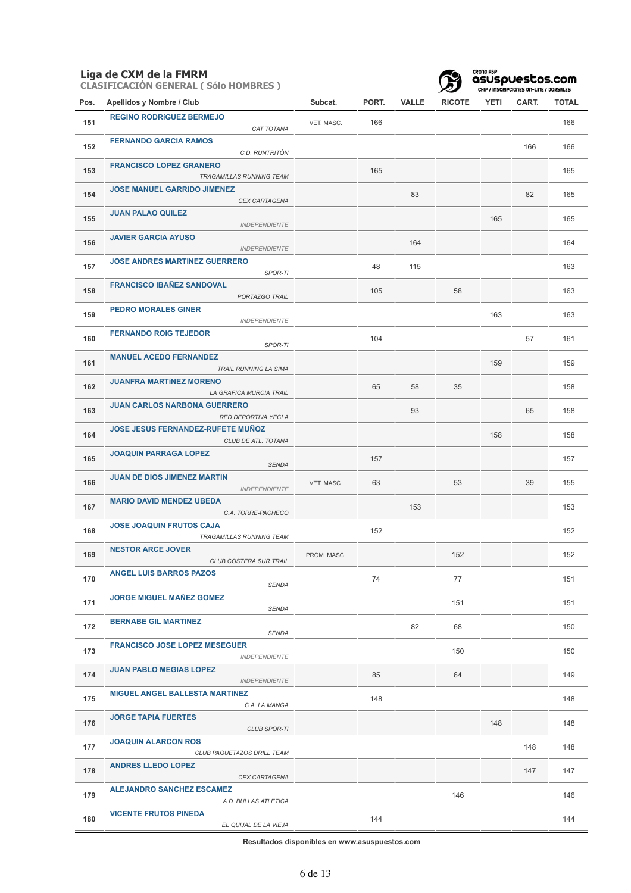## Liga de CXM de la FMRM

### CLASIFICACIÓN GENERAL ( Sólo HOMBRES )

| Pos. | Apellidos y Nombre / Club | Subcat. | PORT. | VALLE | RICOTE | YETI | CART. | TOTAL |
|---|---|---|---|---|---|---|---|---|
| 151 | **REGINO RODRIGUEZ BERMEJO** *CAT TOTANA* | VET. MASC. | 166 | | | | | 166 |
| 152 | **FERNANDO GARCIA RAMOS** *C.D. RUNTRITÓN* | | | | | | 166 | 166 |
| 153 | **FRANCISCO LOPEZ GRANERO** *TRAGAMILLAS RUNNING TEAM* | | 165 | | | | | 165 |
| 154 | **JOSE MANUEL GARRIDO JIMENEZ** *CEX CARTAGENA* | | | 83 | | | 82 | 165 |
| 155 | **JUAN PALAO QUILEZ** *INDEPENDIENTE* | | | | | 165 | | 165 |
| 156 | **JAVIER GARCIA AYUSO** *INDEPENDIENTE* | | | 164 | | | | 164 |
| 157 | **JOSE ANDRES MARTINEZ GUERRERO** *SPOR-TI* | | 48 | 115 | | | | 163 |
| 158 | **FRANCISCO IBAÑEZ SANDOVAL** *PORTAZGO TRAIL* | | 105 | | 58 | | | 163 |
| 159 | **PEDRO MORALES GINER** *INDEPENDIENTE* | | | | | 163 | | 163 |
| 160 | **FERNANDO ROIG TEJEDOR** *SPOR-TI* | | 104 | | | | 57 | 161 |
| 161 | **MANUEL ACEDO FERNANDEZ** *TRAIL RUNNING LA SIMA* | | | | | 159 | | 159 |
| 162 | **JUANFRA MARTINEZ MORENO** *LA GRAFICA MURCIA TRAIL* | | 65 | 58 | 35 | | | 158 |
| 163 | **JUAN CARLOS NARBONA GUERRERO** *RED DEPORTIVA YECLA* | | | 93 | | | 65 | 158 |
| 164 | **JOSE JESUS FERNANDEZ-RUFETE MUÑOZ** *CLUB DE ATL. TOTANA* | | | | | 158 | | 158 |
| 165 | **JOAQUIN PARRAGA LOPEZ** *SENDA* | | 157 | | | | | 157 |
| 166 | **JUAN DE DIOS JIMENEZ MARTIN** *INDEPENDIENTE* | VET. MASC. | 63 | | 53 | | 39 | 155 |
| 167 | **MARIO DAVID MENDEZ UBEDA** *C.A. TORRE-PACHECO* | | | 153 | | | | 153 |
| 168 | **JOSE JOAQUIN FRUTOS CAJA** *TRAGAMILLAS RUNNING TEAM* | | 152 | | | | | 152 |
| 169 | **NESTOR ARCE JOVER** *CLUB COSTERA SUR TRAIL* | PROM. MASC. | | | 152 | | | 152 |
| 170 | **ANGEL LUIS BARROS PAZOS** *SENDA* | | 74 | | 77 | | | 151 |
| 171 | **JORGE MIGUEL MAÑEZ GOMEZ** *SENDA* | | | | 151 | | | 151 |
| 172 | **BERNABE GIL MARTINEZ** *SENDA* | | | 82 | 68 | | | 150 |
| 173 | **FRANCISCO JOSE LOPEZ MESEGUER** *INDEPENDIENTE* | | | | 150 | | | 150 |
| 174 | **JUAN PABLO MEGIAS LOPEZ** *INDEPENDIENTE* | | 85 | | 64 | | | 149 |
| 175 | **MIGUEL ANGEL BALLESTA MARTINEZ** *C.A. LA MANGA* | | 148 | | | | | 148 |
| 176 | **JORGE TAPIA FUERTES** *CLUB SPOR-TI* | | | | | 148 | | 148 |
| 177 | **JOAQUIN ALARCON ROS** *CLUB PAQUETAZOS DRILL TEAM* | | | | | | 148 | 148 |
| 178 | **ANDRES LLEDO LOPEZ** *CEX CARTAGENA* | | | | | | 147 | 147 |
| 179 | **ALEJANDRO SANCHEZ ESCAMEZ** *A.D. BULLAS ATLETICA* | | | | 146 | | | 146 |
| 180 | **VICENTE FRUTOS PINEDA** *EL QUIJAL DE LA VIEJA* | | 144 | | | | | 144 |

**Resultados disponibles en www.asuspuestos.com**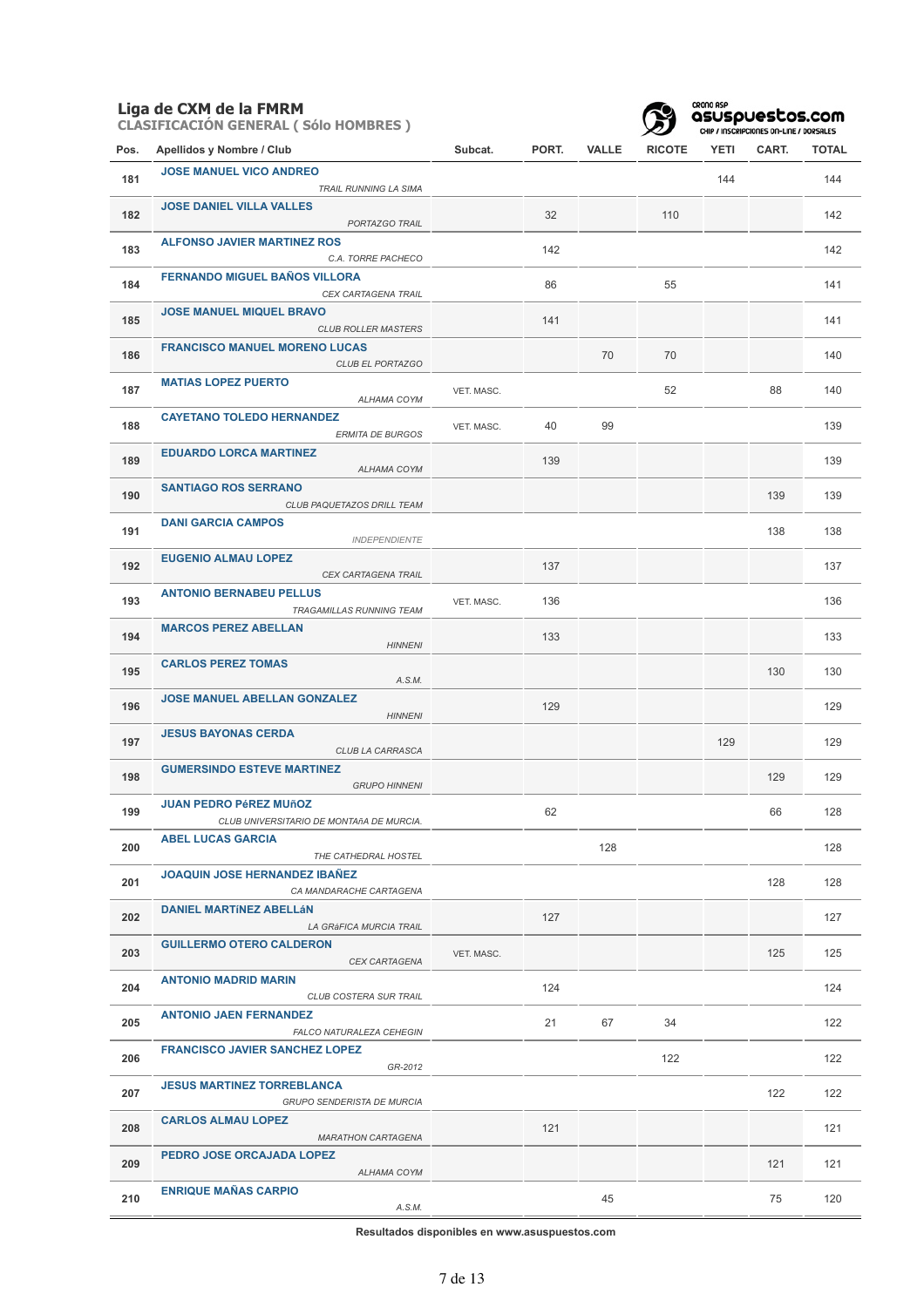# Liga de CXM de la FMRM

## CLASIFICACIÓN GENERAL ( Sólo HOMBRES )

| Pos. | Apellidos y Nombre / Club | Subcat. | PORT. | VALLE | RICOTE | YETI | CART. | TOTAL |
|---|---|---|---|---|---|---|---|---|
| 181 | **JOSE MANUEL VICO ANDREO** *TRAIL RUNNING LA SIMA* | | | | | 144 | | 144 |
| 182 | **JOSE DANIEL VILLA VALLES** *PORTAZGO TRAIL* | | 32 | | 110 | | | 142 |
| 183 | **ALFONSO JAVIER MARTINEZ ROS** *C.A. TORRE PACHECO* | | 142 | | | | | 142 |
| 184 | **FERNANDO MIGUEL BAÑOS VILLORA** *CEX CARTAGENA TRAIL* | | 86 | | 55 | | | 141 |
| 185 | **JOSE MANUEL MIQUEL BRAVO** *CLUB ROLLER MASTERS* | | 141 | | | | | 141 |
| 186 | **FRANCISCO MANUEL MORENO LUCAS** *CLUB EL PORTAZGO* | | | 70 | 70 | | | 140 |
| 187 | **MATIAS LOPEZ PUERTO** *ALHAMA COYM* | VET. MASC. | | | 52 | | 88 | 140 |
| 188 | **CAYETANO TOLEDO HERNANDEZ** *ERMITA DE BURGOS* | VET. MASC. | 40 | 99 | | | | 139 |
| 189 | **EDUARDO LORCA MARTINEZ** *ALHAMA COYM* | | 139 | | | | | 139 |
| 190 | **SANTIAGO ROS SERRANO** *CLUB PAQUETAZOS DRILL TEAM* | | | | | | 139 | 139 |
| 191 | **DANI GARCIA CAMPOS** *INDEPENDIENTE* | | | | | | 138 | 138 |
| 192 | **EUGENIO ALMAU LOPEZ** *CEX CARTAGENA TRAIL* | | 137 | | | | | 137 |
| 193 | **ANTONIO BERNABEU PELLUS** *TRAGAMILLAS RUNNING TEAM* | VET. MASC. | 136 | | | | | 136 |
| 194 | **MARCOS PEREZ ABELLAN** *HINNENI* | | 133 | | | | | 133 |
| 195 | **CARLOS PEREZ TOMAS** *A.S.M.* | | | | | | 130 | 130 |
| 196 | **JOSE MANUEL ABELLAN GONZALEZ** *HINNENI* | | 129 | | | | | 129 |
| 197 | **JESUS BAYONAS CERDA** *CLUB LA CARRASCA* | | | | | 129 | | 129 |
| 198 | **GUMERSINDO ESTEVE MARTINEZ** *GRUPO HINNENI* | | | | | | 129 | 129 |
| 199 | **JUAN PEDRO PéREZ MUñOZ** *CLUB UNIVERSITARIO DE MONTAñA DE MURCIA.* | | 62 | | | | 66 | 128 |
| 200 | **ABEL LUCAS GARCIA** *THE CATHEDRAL HOSTEL* | | | 128 | | | | 128 |
| 201 | **JOAQUIN JOSE HERNANDEZ IBAÑEZ** *CA MANDARACHE CARTAGENA* | | | | | | 128 | 128 |
| 202 | **DANIEL MARTíNEZ ABELLáN** *LA GRáFICA MURCIA TRAIL* | | 127 | | | | | 127 |
| 203 | **GUILLERMO OTERO CALDERON** *CEX CARTAGENA* | VET. MASC. | | | | | 125 | 125 |
| 204 | **ANTONIO MADRID MARIN** *CLUB COSTERA SUR TRAIL* | | 124 | | | | | 124 |
| 205 | **ANTONIO JAEN FERNANDEZ** *FALCO NATURALEZA CEHEGIN* | | 21 | 67 | 34 | | | 122 |
| 206 | **FRANCISCO JAVIER SANCHEZ LOPEZ** *GR-2012* | | | | 122 | | | 122 |
| 207 | **JESUS MARTINEZ TORREBLANCA** *GRUPO SENDERISTA DE MURCIA* | | | | | | 122 | 122 |
| 208 | **CARLOS ALMAU LOPEZ** *MARATHON CARTAGENA* | | 121 | | | | | 121 |
| 209 | **PEDRO JOSE ORCAJADA LOPEZ** *ALHAMA COYM* | | | | | | 121 | 121 |
| 210 | **ENRIQUE MAÑAS CARPIO** *A.S.M.* | | | 45 | | | 75 | 120 |

**Resultados disponibles en www.asuspuestos.com**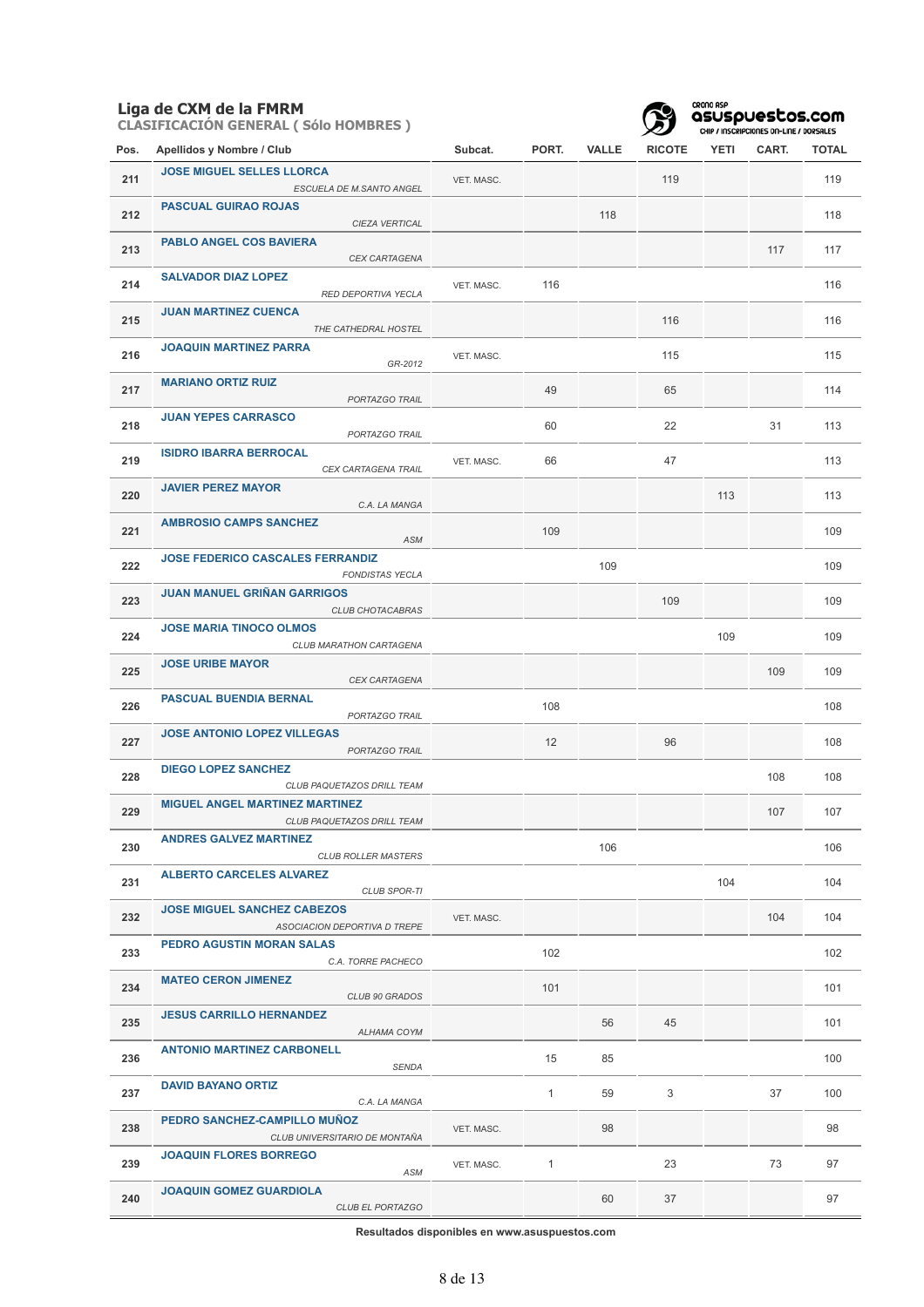## Liga de CXM de la FMRM

### CLASIFICACIÓN GENERAL ( Sólo HOMBRES )

| Pos. | Apellidos y Nombre / Club | Subcat. | PORT. | VALLE | RICOTE | YETI | CART. | TOTAL |
|---|---|---|---|---|---|---|---|---|
| 211 | **JOSE MIGUEL SELLES LLORCA** *ESCUELA DE M.SANTO ANGEL* | VET. MASC. | | | 119 | | | 119 |
| 212 | **PASCUAL GUIRAO ROJAS** *CIEZA VERTICAL* | | | 118 | | | | 118 |
| 213 | **PABLO ANGEL COS BAVIERA** *CEX CARTAGENA* | | | | | | 117 | 117 |
| 214 | **SALVADOR DIAZ LOPEZ** *RED DEPORTIVA YECLA* | VET. MASC. | 116 | | | | | 116 |
| 215 | **JUAN MARTINEZ CUENCA** *THE CATHEDRAL HOSTEL* | | | | 116 | | | 116 |
| 216 | **JOAQUIN MARTINEZ PARRA** *GR-2012* | VET. MASC. | | | 115 | | | 115 |
| 217 | **MARIANO ORTIZ RUIZ** *PORTAZGO TRAIL* | | 49 | | 65 | | | 114 |
| 218 | **JUAN YEPES CARRASCO** *PORTAZGO TRAIL* | | 60 | | 22 | | 31 | 113 |
| 219 | **ISIDRO IBARRA BERROCAL** *CEX CARTAGENA TRAIL* | VET. MASC. | 66 | | 47 | | | 113 |
| 220 | **JAVIER PEREZ MAYOR** *C.A. LA MANGA* | | | | | 113 | | 113 |
| 221 | **AMBROSIO CAMPS SANCHEZ** *ASM* | | 109 | | | | | 109 |
| 222 | **JOSE FEDERICO CASCALES FERRANDIZ** *FONDISTAS YECLA* | | | 109 | | | | 109 |
| 223 | **JUAN MANUEL GRIÑAN GARRIGOS** *CLUB CHOTACABRAS* | | | | 109 | | | 109 |
| 224 | **JOSE MARIA TINOCO OLMOS** *CLUB MARATHON CARTAGENA* | | | | | 109 | | 109 |
| 225 | **JOSE URIBE MAYOR** *CEX CARTAGENA* | | | | | | 109 | 109 |
| 226 | **PASCUAL BUENDIA BERNAL** *PORTAZGO TRAIL* | | 108 | | | | | 108 |
| 227 | **JOSE ANTONIO LOPEZ VILLEGAS** *PORTAZGO TRAIL* | | 12 | | 96 | | | 108 |
| 228 | **DIEGO LOPEZ SANCHEZ** *CLUB PAQUETAZOS DRILL TEAM* | | | | | | 108 | 108 |
| 229 | **MIGUEL ANGEL MARTINEZ MARTINEZ** *CLUB PAQUETAZOS DRILL TEAM* | | | | | | 107 | 107 |
| 230 | **ANDRES GALVEZ MARTINEZ** *CLUB ROLLER MASTERS* | | | 106 | | | | 106 |
| 231 | **ALBERTO CARCELES ALVAREZ** *CLUB SPOR-TI* | | | | | 104 | | 104 |
| 232 | **JOSE MIGUEL SANCHEZ CABEZOS** *ASOCIACION DEPORTIVA D TREPE* | VET. MASC. | | | | | 104 | 104 |
| 233 | **PEDRO AGUSTIN MORAN SALAS** *C.A. TORRE PACHECO* | | 102 | | | | | 102 |
| 234 | **MATEO CERON JIMENEZ** *CLUB 90 GRADOS* | | 101 | | | | | 101 |
| 235 | **JESUS CARRILLO HERNANDEZ** *ALHAMA COYM* | | | 56 | 45 | | | 101 |
| 236 | **ANTONIO MARTINEZ CARBONELL** *SENDA* | | 15 | 85 | | | | 100 |
| 237 | **DAVID BAYANO ORTIZ** *C.A. LA MANGA* | | 1 | 59 | 3 | | 37 | 100 |
| 238 | **PEDRO SANCHEZ-CAMPILLO MUÑOZ** *CLUB UNIVERSITARIO DE MONTAÑA* | VET. MASC. | | 98 | | | | 98 |
| 239 | **JOAQUIN FLORES BORREGO** *ASM* | VET. MASC. | 1 | | 23 | | 73 | 97 |
| 240 | **JOAQUIN GOMEZ GUARDIOLA** *CLUB EL PORTAZGO* | | | 60 | 37 | | | 97 |

**Resultados disponibles en www.asuspuestos.com**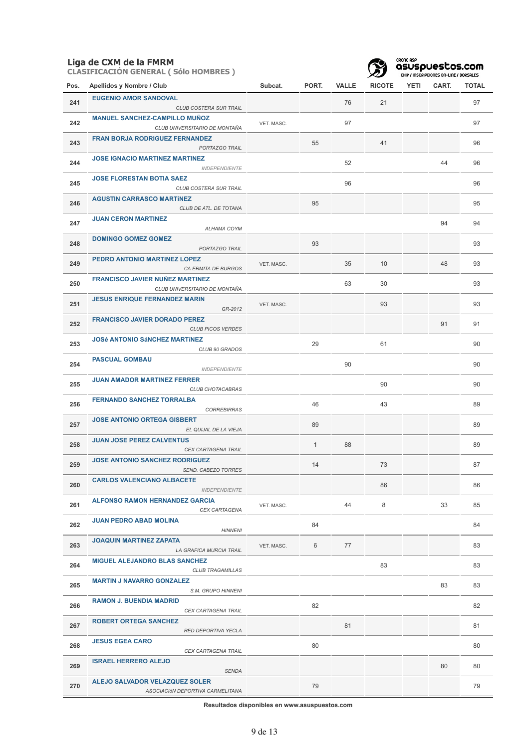## Liga de CXM de la FMRM

**CLASIFICACIÓN GENERAL ( Sólo HOMBRES )**

| Pos. | Apellidos y Nombre / Club | Subcat. | PORT. | VALLE | RICOTE | YETI | CART. | TOTAL |
|---|---|---|---|---|---|---|---|---|
| 241 | **EUGENIO AMOR SANDOVAL** *CLUB COSTERA SUR TRAIL* | | | 76 | 21 | | | 97 |
| 242 | **MANUEL SANCHEZ-CAMPILLO MUÑOZ** *CLUB UNIVERSITARIO DE MONTAÑA* | VET. MASC. | | 97 | | | | 97 |
| 243 | **FRAN BORJA RODRIGUEZ FERNANDEZ** *PORTAZGO TRAIL* | | 55 | | 41 | | | 96 |
| 244 | **JOSE IGNACIO MARTINEZ MARTINEZ** *INDEPENDIENTE* | | | 52 | | | 44 | 96 |
| 245 | **JOSE FLORESTAN BOTIA SAEZ** *CLUB COSTERA SUR TRAIL* | | | 96 | | | | 96 |
| 246 | **AGUSTIN CARRASCO MARTíNEZ** *CLUB DE ATL. DE TOTANA* | | 95 | | | | | 95 |
| 247 | **JUAN CERON MARTINEZ** *ALHAMA COYM* | | | | | | 94 | 94 |
| 248 | **DOMINGO GOMEZ GOMEZ** *PORTAZGO TRAIL* | | 93 | | | | | 93 |
| 249 | **PEDRO ANTONIO MARTINEZ LOPEZ** *CA ERMITA DE BURGOS* | VET. MASC. | | 35 | 10 | | 48 | 93 |
| 250 | **FRANCISCO JAVIER NUÑEZ MARTINEZ** *CLUB UNIVERSITARIO DE MONTAÑA* | | | 63 | 30 | | | 93 |
| 251 | **JESUS ENRIQUE FERNANDEZ MARIN** *GR-2012* | VET. MASC. | | | 93 | | | 93 |
| 252 | **FRANCISCO JAVIER DORADO PEREZ** *CLUB PICOS VERDES* | | | | | | 91 | 91 |
| 253 | **JOSé ANTONIO SáNCHEZ MARTíNEZ** *CLUB 90 GRADOS* | | 29 | | 61 | | | 90 |
| 254 | **PASCUAL GOMBAU** *INDEPENDIENTE* | | | 90 | | | | 90 |
| 255 | **JUAN AMADOR MARTINEZ FERRER** *CLUB CHOTACABRAS* | | | | 90 | | | 90 |
| 256 | **FERNANDO SANCHEZ TORRALBA** *CORREBIRRAS* | | 46 | | 43 | | | 89 |
| 257 | **JOSE ANTONIO ORTEGA GISBERT** *EL QUIJAL DE LA VIEJA* | | 89 | | | | | 89 |
| 258 | **JUAN JOSE PEREZ CALVENTUS** *CEX CARTAGENA TRAIL* | | 1 | 88 | | | | 89 |
| 259 | **JOSE ANTONIO SANCHEZ RODRIGUEZ** *SEND. CABEZO TORRES* | | 14 | | 73 | | | 87 |
| 260 | **CARLOS VALENCIANO ALBACETE** *INDEPENDIENTE* | | | | 86 | | | 86 |
| 261 | **ALFONSO RAMON HERNANDEZ GARCIA** *CEX CARTAGENA* | VET. MASC. | | 44 | 8 | | 33 | 85 |
| 262 | **JUAN PEDRO ABAD MOLINA** *HINNENI* | | 84 | | | | | 84 |
| 263 | **JOAQUIN MARTINEZ ZAPATA** *LA GRAFICA MURCIA TRAIL* | VET. MASC. | 6 | 77 | | | | 83 |
| 264 | **MIGUEL ALEJANDRO BLAS SANCHEZ** *CLUB TRAGAMILLAS* | | | | 83 | | | 83 |
| 265 | **MARTIN J NAVARRO GONZALEZ** *S.M. GRUPO HINNENI* | | | | | | 83 | 83 |
| 266 | **RAMON J. BUENDIA MADRID** *CEX CARTAGENA TRAIL* | | 82 | | | | | 82 |
| 267 | **ROBERT ORTEGA SANCHEZ** *RED DEPORTIVA YECLA* | | | 81 | | | | 81 |
| 268 | **JESUS EGEA CARO** *CEX CARTAGENA TRAIL* | | 80 | | | | | 80 |
| 269 | **ISRAEL HERRERO ALEJO** *SENDA* | | | | | | 80 | 80 |
| 270 | **ALEJO SALVADOR VELAZQUEZ SOLER** *ASOCIACIóN DEPORTIVA CARMELITANA* | | 79 | | | | | 79 |

**Resultados disponibles en www.asuspuestos.com**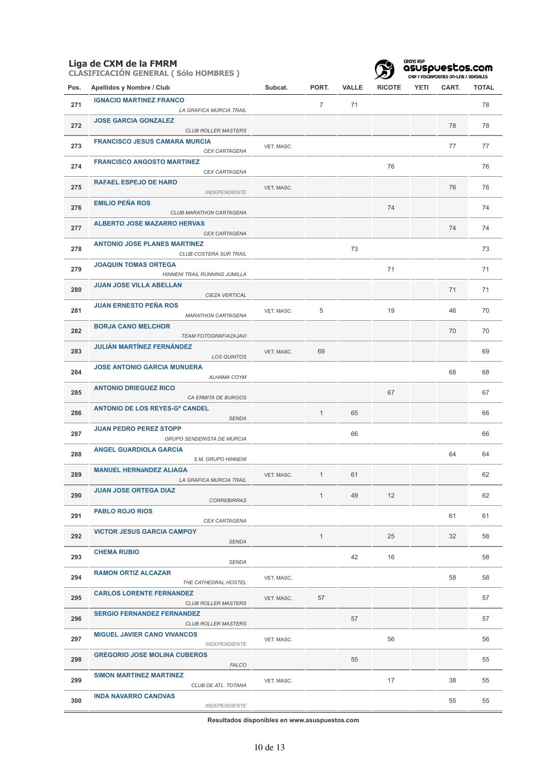## Liga de CXM de la FMRM

**CLASIFICACIÓN GENERAL ( Sólo HOMBRES )**

| Pos. | Apellidos y Nombre / Club | Subcat. | PORT. | VALLE | RICOTE | YETI | CART. | TOTAL |
|---|---|---|---|---|---|---|---|---|
| 271 | **IGNACIO MARTINEZ FRANCO** *LA GRAFICA MURCIA TRAIL* | | 7 | 71 | | | | 78 |
| 272 | **JOSE GARCIA GONZALEZ** *CLUB ROLLER MASTERS* | | | | | | 78 | 78 |
| 273 | **FRANCISCO JESUS CAMARA MURCIA** *CEX CARTAGENA* | VET. MASC. | | | | | 77 | 77 |
| 274 | **FRANCISCO ANGOSTO MARTINEZ** *CEX CARTAGENA* | | | | 76 | | | 76 |
| 275 | **RAFAEL ESPEJO DE HARO** *INDEPENDIENTE* | VET. MASC. | | | | | 76 | 76 |
| 276 | **EMILIO PEÑA ROS** *CLUB MARATHON CARTAGENA* | | | | 74 | | | 74 |
| 277 | **ALBERTO JOSE MAZARRO HERVAS** *CEX CARTAGENA* | | | | | | 74 | 74 |
| 278 | **ANTONIO JOSE PLANES MARTINEZ** *CLUB COSTERA SUR TRAIL* | | | 73 | | | | 73 |
| 279 | **JOAQUIN TOMAS ORTEGA** *HINNENI TRAIL RUNNING JUMILLA* | | | | 71 | | | 71 |
| 280 | **JUAN JOSE VILLA ABELLAN** *CIEZA VERTICAL* | | | | | | 71 | 71 |
| 281 | **JUAN ERNESTO PEÑA ROS** *MARATHON CARTAGENA* | VET. MASC. | 5 | | 19 | | 46 | 70 |
| 282 | **BORJA CANO MELCHOR** *TEAM FOTOGRAFIA2XJAVI* | | | | | | 70 | 70 |
| 283 | **JULIÁN MARTÍNEZ FERNÁNDEZ** *LOS QUINTOS* | VET. MASC. | 69 | | | | | 69 |
| 284 | **JOSE ANTONIO GARCIA MUNUERA** *ALHAMA COYM* | | | | | | 68 | 68 |
| 285 | **ANTONIO DRIEGUEZ RICO** *CA ERMITA DE BURGOS* | | | | 67 | | | 67 |
| 286 | **ANTONIO DE LOS REYES-Gª CANDEL** *SENDA* | | 1 | 65 | | | | 66 |
| 287 | **JUAN PEDRO PEREZ STOPP** *GRUPO SENDERISTA DE MURCIA* | | | 66 | | | | 66 |
| 288 | **ANGEL GUARDIOLA GARCIA** *S.M. GRUPO HINNENI* | | | | | | 64 | 64 |
| 289 | **MANUEL HERNáNDEZ ALIAGA** *LA GRAFICA MURCIA TRAIL* | VET. MASC. | 1 | 61 | | | | 62 |
| 290 | **JUAN JOSE ORTEGA DIAZ** *CORREBIRRAS* | | 1 | 49 | 12 | | | 62 |
| 291 | **PABLO ROJO RIOS** *CEX CARTAGENA* | | | | | | 61 | 61 |
| 292 | **VICTOR JESUS GARCIA CAMPOY** *SENDA* | | 1 | | 25 | | 32 | 58 |
| 293 | **CHEMA RUBIO** *SENDA* | | | 42 | 16 | | | 58 |
| 294 | **RAMON ORTIZ ALCAZAR** *THE CATHEDRAL HOSTEL* | VET. MASC. | | | | | 58 | 58 |
| 295 | **CARLOS LORENTE FERNANDEZ** *CLUB ROLLER MASTERS* | VET. MASC. | 57 | | | | | 57 |
| 296 | **SERGIO FERNANDEZ FERNANDEZ** *CLUB ROLLER MASTERS* | | | 57 | | | | 57 |
| 297 | **MIGUEL JAVIER CANO VIVANCOS** *INDEPENDIENTE* | VET. MASC. | | | 56 | | | 56 |
| 298 | **GREGORIO JOSE MOLINA CUBEROS** *FALCO* | | | 55 | | | | 55 |
| 299 | **SIMON MARTINEZ MARTINEZ** *CLUB DE ATL. TOTANA* | VET. MASC. | | | 17 | | 38 | 55 |
| 300 | **INDA NAVARRO CANOVAS** *INDEPENDIENTE* | | | | | | 55 | 55 |

**Resultados disponibles en www.asuspuestos.com**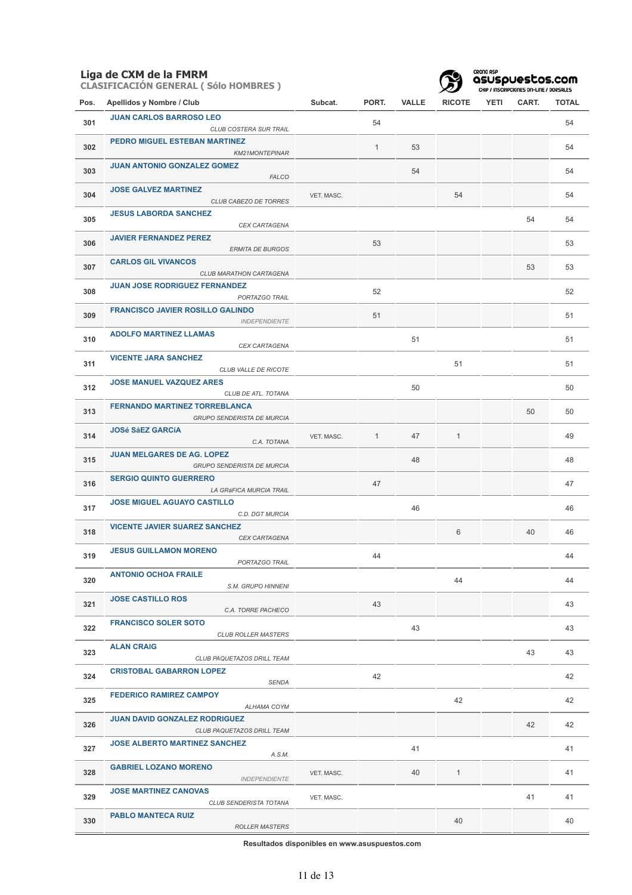# Liga de CXM de la FMRM

## CLASIFICACIÓN GENERAL ( Sólo HOMBRES )

| Pos. | Apellidos y Nombre / Club | Subcat. | PORT. | VALLE | RICOTE | YETI | CART. | TOTAL |
|---|---|---|---|---|---|---|---|---|
| 301 | **JUAN CARLOS BARROSO LEO** *CLUB COSTERA SUR TRAIL* | | 54 | | | | | 54 |
| 302 | **PEDRO MIGUEL ESTEBAN MARTINEZ** *KM21MONTEPINAR* | | 1 | 53 | | | | 54 |
| 303 | **JUAN ANTONIO GONZALEZ GOMEZ** *FALCO* | | | 54 | | | | 54 |
| 304 | **JOSE GALVEZ MARTINEZ** *CLUB CABEZO DE TORRES* | VET. MASC. | | | 54 | | | 54 |
| 305 | **JESUS LABORDA SANCHEZ** *CEX CARTAGENA* | | | | | | 54 | 54 |
| 306 | **JAVIER FERNANDEZ PEREZ** *ERMITA DE BURGOS* | | 53 | | | | | 53 |
| 307 | **CARLOS GIL VIVANCOS** *CLUB MARATHON CARTAGENA* | | | | | | 53 | 53 |
| 308 | **JUAN JOSE RODRIGUEZ FERNANDEZ** *PORTAZGO TRAIL* | | 52 | | | | | 52 |
| 309 | **FRANCISCO JAVIER ROSILLO GALINDO** *INDEPENDIENTE* | | 51 | | | | | 51 |
| 310 | **ADOLFO MARTINEZ LLAMAS** *CEX CARTAGENA* | | | 51 | | | | 51 |
| 311 | **VICENTE JARA SANCHEZ** *CLUB VALLE DE RICOTE* | | | | 51 | | | 51 |
| 312 | **JOSE MANUEL VAZQUEZ ARES** *CLUB DE ATL. TOTANA* | | | 50 | | | | 50 |
| 313 | **FERNANDO MARTINEZ TORREBLANCA** *GRUPO SENDERISTA DE MURCIA* | | | | | | 50 | 50 |
| 314 | **JOSé SáEZ GARCíA** *C.A. TOTANA* | VET. MASC. | 1 | 47 | 1 | | | 49 |
| 315 | **JUAN MELGARES DE AG. LOPEZ** *GRUPO SENDERISTA DE MURCIA* | | | 48 | | | | 48 |
| 316 | **SERGIO QUINTO GUERRERO** *LA GRáFICA MURCIA TRAIL* | | 47 | | | | | 47 |
| 317 | **JOSE MIGUEL AGUAYO CASTILLO** *C.D. DGT MURCIA* | | | 46 | | | | 46 |
| 318 | **VICENTE JAVIER SUAREZ SANCHEZ** *CEX CARTAGENA* | | | | 6 | | 40 | 46 |
| 319 | **JESUS GUILLAMON MORENO** *PORTAZGO TRAIL* | | 44 | | | | | 44 |
| 320 | **ANTONIO OCHOA FRAILE** *S.M. GRUPO HINNENI* | | | | 44 | | | 44 |
| 321 | **JOSE CASTILLO ROS** *C.A. TORRE PACHECO* | | 43 | | | | | 43 |
| 322 | **FRANCISCO SOLER SOTO** *CLUB ROLLER MASTERS* | | | 43 | | | | 43 |
| 323 | **ALAN CRAIG** *CLUB PAQUETAZOS DRILL TEAM* | | | | | | 43 | 43 |
| 324 | **CRISTOBAL GABARRON LOPEZ** *SENDA* | | 42 | | | | | 42 |
| 325 | **FEDERICO RAMIREZ CAMPOY** *ALHAMA COYM* | | | | 42 | | | 42 |
| 326 | **JUAN DAVID GONZALEZ RODRIGUEZ** *CLUB PAQUETAZOS DRILL TEAM* | | | | | | 42 | 42 |
| 327 | **JOSE ALBERTO MARTINEZ SANCHEZ** *A.S.M.* | | | 41 | | | | 41 |
| 328 | **GABRIEL LOZANO MORENO** *INDEPENDIENTE* | VET. MASC. | | 40 | 1 | | | 41 |
| 329 | **JOSE MARTINEZ CANOVAS** *CLUB SENDERISTA TOTANA* | VET. MASC. | | | | | 41 | 41 |
| 330 | **PABLO MANTECA RUIZ** *ROLLER MASTERS* | | | | 40 | | | 40 |

**Resultados disponibles en www.asuspuestos.com**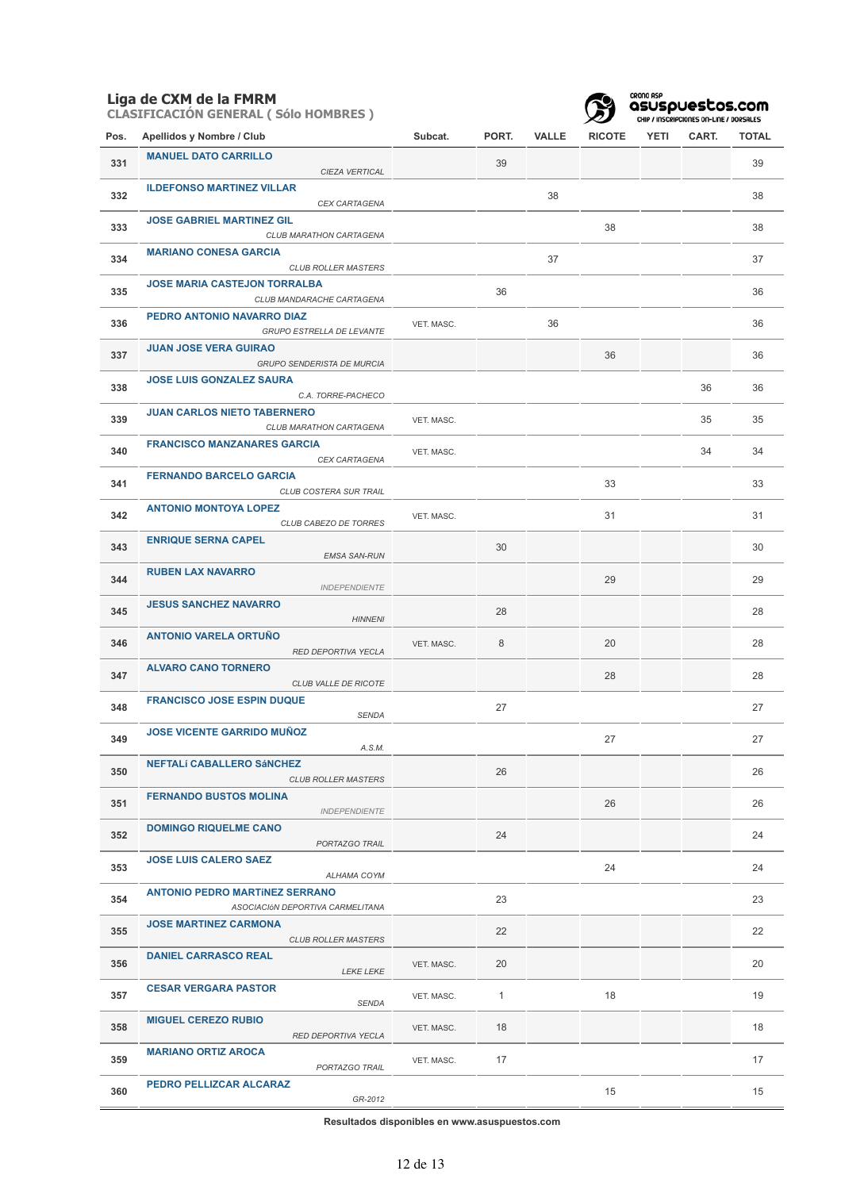## Liga de CXM de la FMRM

**CLASIFICACIÓN GENERAL ( Sólo HOMBRES )**

| Pos. | Apellidos y Nombre / Club | Subcat. | PORT. | VALLE | RICOTE | YETI | CART. | TOTAL |
|---|---|---|---|---|---|---|---|---|
| 331 | **MANUEL DATO CARRILLO** *CIEZA VERTICAL* | | 39 | | | | | 39 |
| 332 | **ILDEFONSO MARTINEZ VILLAR** *CEX CARTAGENA* | | | 38 | | | | 38 |
| 333 | **JOSE GABRIEL MARTINEZ GIL** *CLUB MARATHON CARTAGENA* | | | | 38 | | | 38 |
| 334 | **MARIANO CONESA GARCIA** *CLUB ROLLER MASTERS* | | | 37 | | | | 37 |
| 335 | **JOSE MARIA CASTEJON TORRALBA** *CLUB MANDARACHE CARTAGENA* | | 36 | | | | | 36 |
| 336 | **PEDRO ANTONIO NAVARRO DIAZ** *GRUPO ESTRELLA DE LEVANTE* | VET. MASC. | | 36 | | | | 36 |
| 337 | **JUAN JOSE VERA GUIRAO** *GRUPO SENDERISTA DE MURCIA* | | | | 36 | | | 36 |
| 338 | **JOSE LUIS GONZALEZ SAURA** *C.A. TORRE-PACHECO* | | | | | | 36 | 36 |
| 339 | **JUAN CARLOS NIETO TABERNERO** *CLUB MARATHON CARTAGENA* | VET. MASC. | | | | | 35 | 35 |
| 340 | **FRANCISCO MANZANARES GARCIA** *CEX CARTAGENA* | VET. MASC. | | | | | 34 | 34 |
| 341 | **FERNANDO BARCELO GARCIA** *CLUB COSTERA SUR TRAIL* | | | | 33 | | | 33 |
| 342 | **ANTONIO MONTOYA LOPEZ** *CLUB CABEZO DE TORRES* | VET. MASC. | | | 31 | | | 31 |
| 343 | **ENRIQUE SERNA CAPEL** *EMSA SAN-RUN* | | 30 | | | | | 30 |
| 344 | **RUBEN LAX NAVARRO** *INDEPENDIENTE* | | | | 29 | | | 29 |
| 345 | **JESUS SANCHEZ NAVARRO** *HINNENI* | | 28 | | | | | 28 |
| 346 | **ANTONIO VARELA ORTUÑO** *RED DEPORTIVA YECLA* | VET. MASC. | 8 | | 20 | | | 28 |
| 347 | **ALVARO CANO TORNERO** *CLUB VALLE DE RICOTE* | | | | 28 | | | 28 |
| 348 | **FRANCISCO JOSE ESPIN DUQUE** *SENDA* | | 27 | | | | | 27 |
| 349 | **JOSE VICENTE GARRIDO MUÑOZ** *A.S.M.* | | | | 27 | | | 27 |
| 350 | **NEFTALí CABALLERO SáNCHEZ** *CLUB ROLLER MASTERS* | | 26 | | | | | 26 |
| 351 | **FERNANDO BUSTOS MOLINA** *INDEPENDIENTE* | | | | 26 | | | 26 |
| 352 | **DOMINGO RIQUELME CANO** *PORTAZGO TRAIL* | | 24 | | | | | 24 |
| 353 | **JOSE LUIS CALERO SAEZ** *ALHAMA COYM* | | | | 24 | | | 24 |
| 354 | **ANTONIO PEDRO MARTíNEZ SERRANO** *ASOCIACIóN DEPORTIVA CARMELITANA* | | 23 | | | | | 23 |
| 355 | **JOSE MARTINEZ CARMONA** *CLUB ROLLER MASTERS* | | 22 | | | | | 22 |
| 356 | **DANIEL CARRASCO REAL** *LEKE LEKE* | VET. MASC. | 20 | | | | | 20 |
| 357 | **CESAR VERGARA PASTOR** *SENDA* | VET. MASC. | 1 | | 18 | | | 19 |
| 358 | **MIGUEL CEREZO RUBIO** *RED DEPORTIVA YECLA* | VET. MASC. | 18 | | | | | 18 |
| 359 | **MARIANO ORTIZ AROCA** *PORTAZGO TRAIL* | VET. MASC. | 17 | | | | | 17 |
| 360 | **PEDRO PELLIZCAR ALCARAZ** *GR-2012* | | | | 15 | | | 15 |

**Resultados disponibles en www.asuspuestos.com**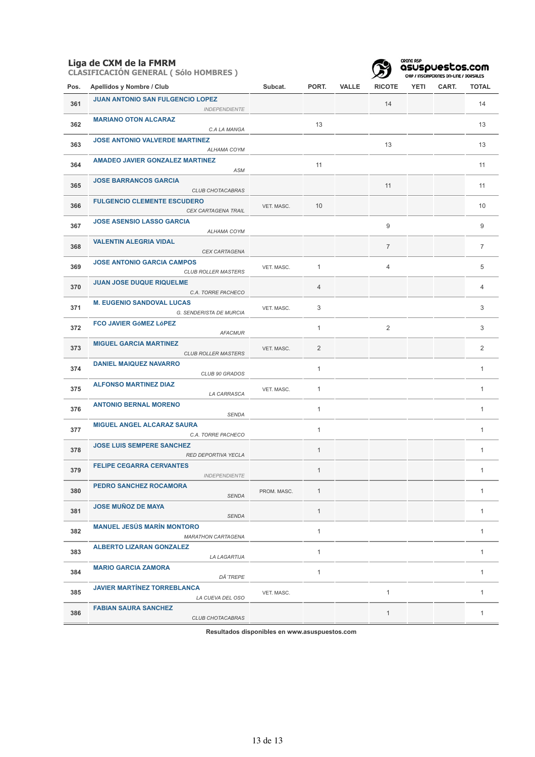## Liga de CXM de la FMRM

**CLASIFICACIÓN GENERAL ( Sólo HOMBRES )**

| Pos. | Apellidos y Nombre / Club | Subcat. | PORT. | VALLE | RICOTE | YETI | CART. | TOTAL |
|---|---|---|---|---|---|---|---|---|
| 361 | **JUAN ANTONIO SAN FULGENCIO LOPEZ** *INDEPENDIENTE* | | | | 14 | | | 14 |
| 362 | **MARIANO OTON ALCARAZ** *C.A LA MANGA* | | 13 | | | | | 13 |
| 363 | **JOSE ANTONIO VALVERDE MARTINEZ** *ALHAMA COYM* | | | | 13 | | | 13 |
| 364 | **AMADEO JAVIER GONZALEZ MARTINEZ** *ASM* | | 11 | | | | | 11 |
| 365 | **JOSE BARRANCOS GARCIA** *CLUB CHOTACABRAS* | | | | 11 | | | 11 |
| 366 | **FULGENCIO CLEMENTE ESCUDERO** *CEX CARTAGENA TRAIL* | VET. MASC. | 10 | | | | | 10 |
| 367 | **JOSE ASENSIO LASSO GARCIA** *ALHAMA COYM* | | | | 9 | | | 9 |
| 368 | **VALENTIN ALEGRIA VIDAL** *CEX CARTAGENA* | | | | 7 | | | 7 |
| 369 | **JOSE ANTONIO GARCIA CAMPOS** *CLUB ROLLER MASTERS* | VET. MASC. | 1 | | 4 | | | 5 |
| 370 | **JUAN JOSE DUQUE RIQUELME** *C.A. TORRE PACHECO* | | 4 | | | | | 4 |
| 371 | **M. EUGENIO SANDOVAL LUCAS** *G. SENDERISTA DE MURCIA* | VET. MASC. | 3 | | | | | 3 |
| 372 | **FCO JAVIER GóMEZ LóPEZ** *AFACMUR* | | 1 | | 2 | | | 3 |
| 373 | **MIGUEL GARCIA MARTINEZ** *CLUB ROLLER MASTERS* | VET. MASC. | 2 | | | | | 2 |
| 374 | **DANIEL MAIQUEZ NAVARRO** *CLUB 90 GRADOS* | | 1 | | | | | 1 |
| 375 | **ALFONSO MARTINEZ DIAZ** *LA CARRASCA* | VET. MASC. | 1 | | | | | 1 |
| 376 | **ANTONIO BERNAL MORENO** *SENDA* | | 1 | | | | | 1 |
| 377 | **MIGUEL ANGEL ALCARAZ SAURA** *C.A. TORRE PACHECO* | | 1 | | | | | 1 |
| 378 | **JOSE LUIS SEMPERE SANCHEZ** *RED DEPORTIVA YECLA* | | 1 | | | | | 1 |
| 379 | **FELIPE CEGARRA CERVANTES** *INDEPENDIENTE* | | 1 | | | | | 1 |
| 380 | **PEDRO SANCHEZ ROCAMORA** *SENDA* | PROM. MASC. | 1 | | | | | 1 |
| 381 | **JOSE MUÑOZ DE MAYA** *SENDA* | | 1 | | | | | 1 |
| 382 | **MANUEL JESÚS MARÍN MONTORO** *MARATHON CARTAGENA* | | 1 | | | | | 1 |
| 383 | **ALBERTO LIZARAN GONZALEZ** *LA LAGARTIJA* | | 1 | | | | | 1 |
| 384 | **MARIO GARCIA ZAMORA** *DÃ´TREPE* | | 1 | | | | | 1 |
| 385 | **JAVIER MARTÍNEZ TORREBLANCA** *LA CUEVA DEL OSO* | VET. MASC. | | | 1 | | | 1 |
| 386 | **FABIAN SAURA SANCHEZ** *CLUB CHOTACABRAS* | | | | 1 | | | 1 |

**Resultados disponibles en www.asuspuestos.com**